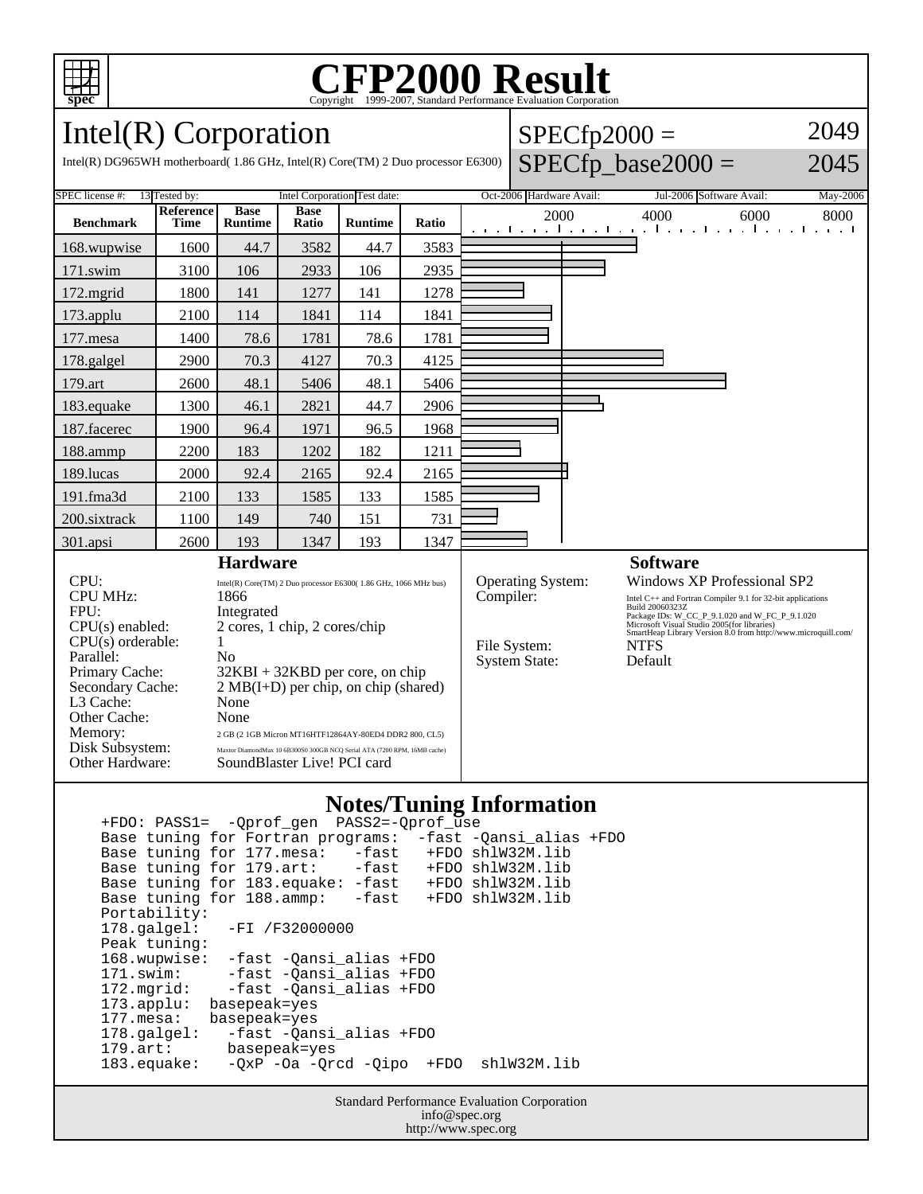# CFP2000 Result

Copyright 1999-2007, Standard Performance Evaluation Corporation

## Intel(R) Corporation

Intel(R) DG965WH motherboard( 1.86 GHz, Intel(R) Core(TM) 2 Duo processor E6300)

SPECfp2000 = 2049

SPECfp_base2000 = 2045

SPEC license #: 13 | Tested by: Intel Corporation | Test date: Oct-2006 | Hardware Avail: Jul-2006 | Software Avail: May-2006

| Benchmark | Reference Time | Base Runtime | Base Ratio | Runtime | Ratio |
|---|---|---|---|---|---|
| 168.wupwise | 1600 | 44.7 | 3582 | 44.7 | 3583 |
| 171.swim | 3100 | 106 | 2933 | 106 | 2935 |
| 172.mgrid | 1800 | 141 | 1277 | 141 | 1278 |
| 173.applu | 2100 | 114 | 1841 | 114 | 1841 |
| 177.mesa | 1400 | 78.6 | 1781 | 78.6 | 1781 |
| 178.galgel | 2900 | 70.3 | 4127 | 70.3 | 4125 |
| 179.art | 2600 | 48.1 | 5406 | 48.1 | 5406 |
| 183.equake | 1300 | 46.1 | 2821 | 44.7 | 2906 |
| 187.facerec | 1900 | 96.4 | 1971 | 96.5 | 1968 |
| 188.ammp | 2200 | 183 | 1202 | 182 | 1211 |
| 189.lucas | 2000 | 92.4 | 2165 | 92.4 | 2165 |
| 191.fma3d | 2100 | 133 | 1585 | 133 | 1585 |
| 200.sixtrack | 1100 | 149 | 740 | 151 | 731 |
| 301.apsi | 2600 | 193 | 1347 | 193 | 1347 |

### Hardware

| | |
|---|---|
| CPU: | Intel(R) Core(TM) 2 Duo processor E6300( 1.86 GHz, 1066 MHz bus) |
| CPU MHz: | 1866 |
| FPU: | Integrated |
| CPU(s) enabled: | 2 cores, 1 chip, 2 cores/chip |
| CPU(s) orderable: | 1 |
| Parallel: | No |
| Primary Cache: | 32KBI + 32KBD per core, on chip |
| Secondary Cache: | 2 MB(I+D) per chip, on chip (shared) |
| L3 Cache: | None |
| Other Cache: | None |
| Memory: | 2 GB (2 1GB Micron MT16HTF12864AY-80ED4 DDR2 800, CL5) |
| Disk Subsystem: | Maxtor DiamondMax 10 6B300S0 300GB NCQ Serial ATA (7200 RPM, 16MB cache) |
| Other Hardware: | SoundBlaster Live! PCI card |

### Software

| | |
|---|---|
| Operating System: | Windows XP Professional SP2 |
| Compiler: | Intel C++ and Fortran Compiler 9.1 for 32-bit applications Build 20060323Z Package IDs: W_CC_P_9.1.020 and W_FC_P_9.1.020 Microsoft Visual Studio 2005(for libraries) SmartHeap Library Version 8.0 from http://www.microquill.com/ |
| File System: | NTFS |
| System State: | Default |

### Notes/Tuning Information

```
+FDO: PASS1=  -Qprof_gen  PASS2=-Qprof_use
Base tuning for Fortran programs:  -fast -Qansi_alias +FDO
Base tuning for 177.mesa:   -fast   +FDO shlW32M.lib
Base tuning for 179.art:    -fast   +FDO shlW32M.lib
Base tuning for 183.equake: -fast   +FDO shlW32M.lib
Base tuning for 188.ammp:   -fast   +FDO shlW32M.lib
Portability:
178.galgel:   -FI /F32000000
Peak tuning:
168.wupwise:  -fast -Qansi_alias +FDO
171.swim:     -fast -Qansi_alias +FDO
172.mgrid:    -fast -Qansi_alias +FDO
173.applu:  basepeak=yes
177.mesa:   basepeak=yes
178.galgel:   -fast -Qansi_alias +FDO
179.art:      basepeak=yes
183.equake:   -QxP -Oa -Qrcd -Qipo  +FDO  shlW32M.lib
```

Standard Performance Evaluation Corporation
info@spec.org
http://www.spec.org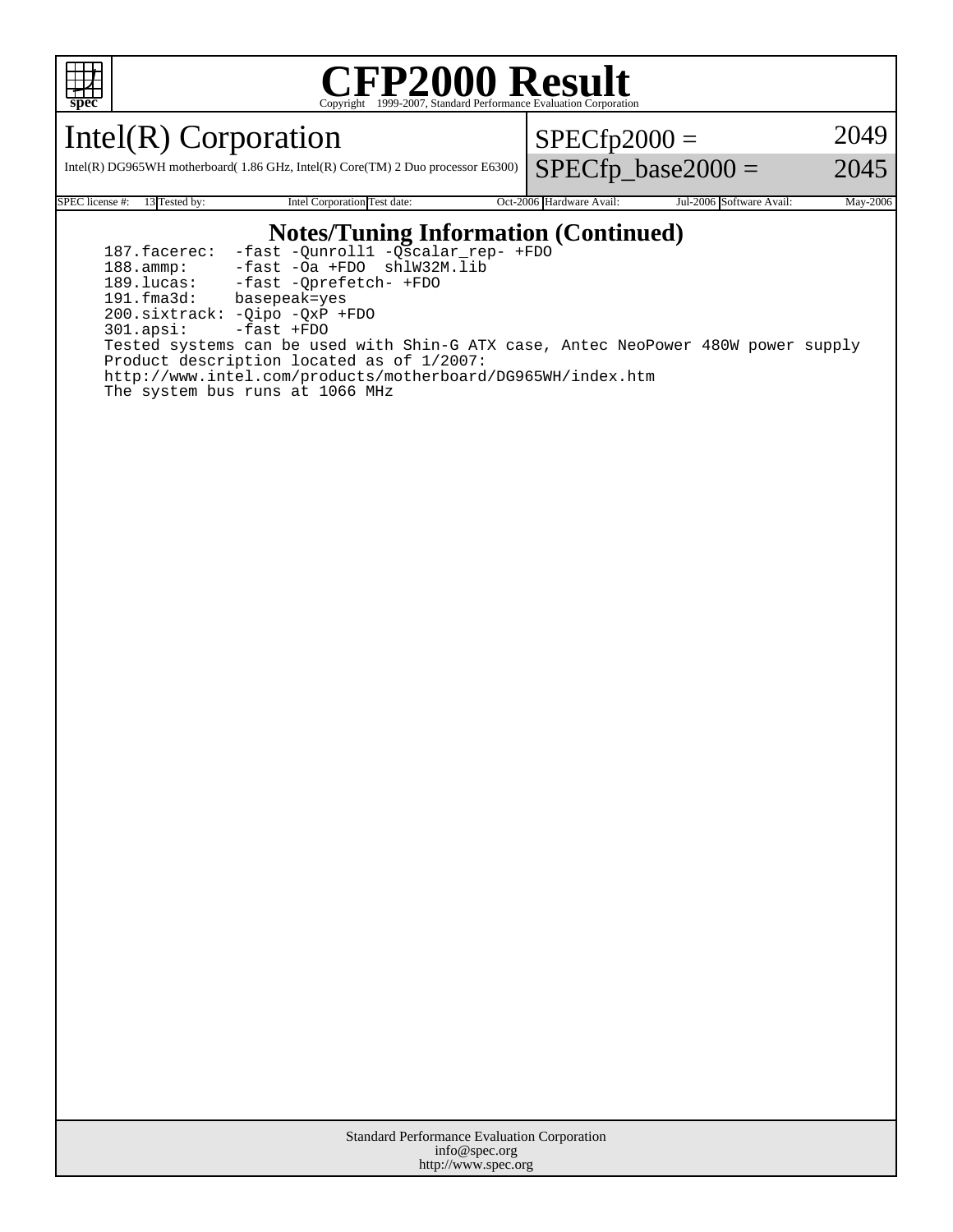# CFP2000 Result

Copyright 1999-2007, Standard Performance Evaluation Corporation

## Intel(R) Corporation

Intel(R) DG965WH motherboard( 1.86 GHz, Intel(R) Core(TM) 2 Duo processor E6300)

SPECfp2000 = 2049

SPECfp_base2000 = 2045

| SPEC license #: | 13 | Tested by: | Intel Corporation | Test date: | Oct-2006 | Hardware Avail: | Jul-2006 | Software Avail: | May-2006 |
|---|---|---|---|---|---|---|---|---|---|

### Notes/Tuning Information (Continued)

```
187.facerec:  -fast -Qunroll1 -Qscalar_rep- +FDO
188.ammp:     -fast -Oa +FDO  shlW32M.lib
189.lucas:    -fast -Qprefetch- +FDO
191.fma3d:    basepeak=yes
200.sixtrack: -Qipo -QxP +FDO
301.apsi:     -fast +FDO
Tested systems can be used with Shin-G ATX case, Antec NeoPower 480W power supply
Product description located as of 1/2007:
http://www.intel.com/products/motherboard/DG965WH/index.htm
The system bus runs at 1066 MHz
```

Standard Performance Evaluation Corporation
info@spec.org
http://www.spec.org